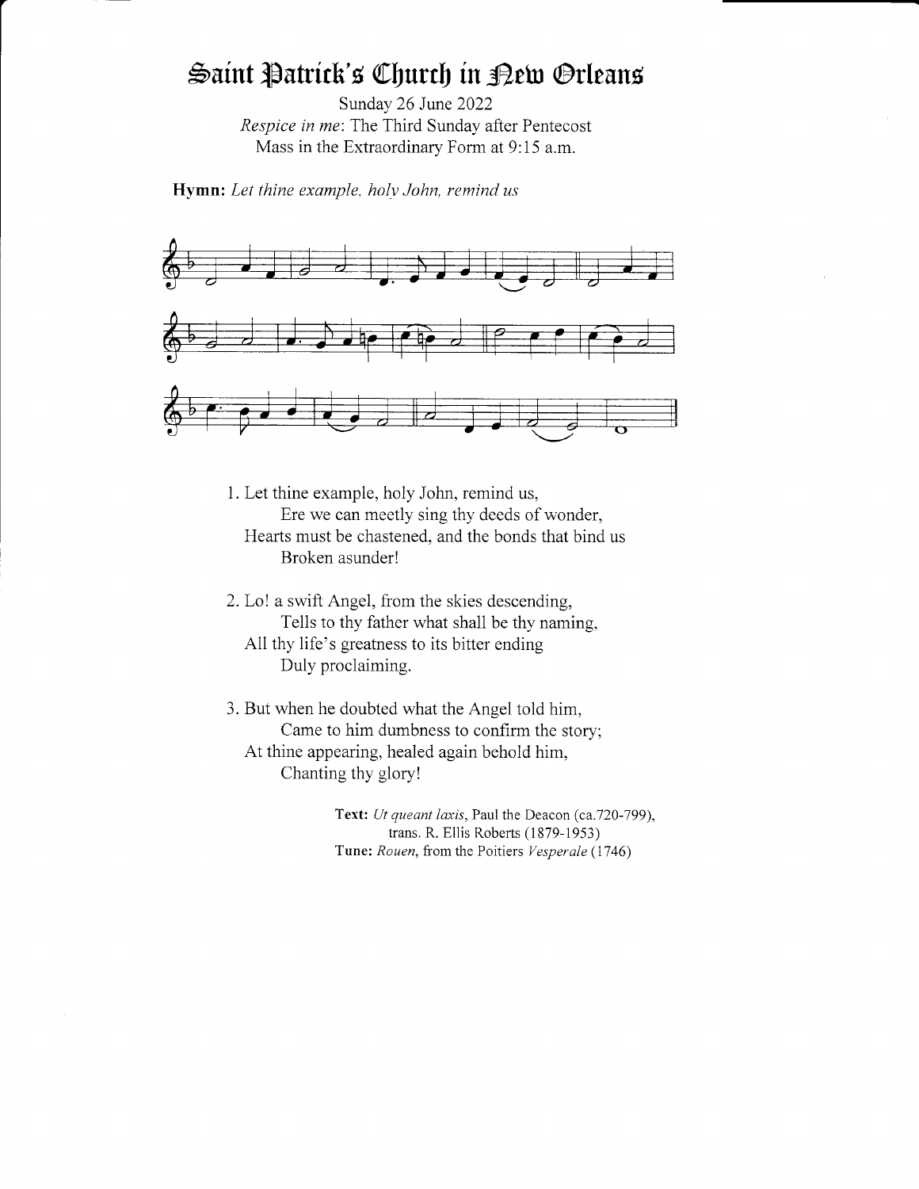# Saint Patrick's Church in New Orleans

Sunday 26 June 2022
*Respice in me*: The Third Sunday after Pentecost
Mass in the Extraordinary Form at 9:15 a.m.

**Hymn:** *Let thine example, holy John, remind us*

1. Let thine example, holy John, remind us,
   Ere we can meetly sing thy deeds of wonder,
   Hearts must be chastened, and the bonds that bind us
   Broken asunder!

2. Lo! a swift Angel, from the skies descending,
   Tells to thy father what shall be thy naming,
   All thy life's greatness to its bitter ending
   Duly proclaiming.

3. But when he doubted what the Angel told him,
   Came to him dumbness to confirm the story;
   At thine appearing, healed again behold him,
   Chanting thy glory!

**Text:** *Ut queant laxis*, Paul the Deacon (ca.720-799),
trans. R. Ellis Roberts (1879-1953)
**Tune:** *Rouen*, from the Poitiers *Vesperale* (1746)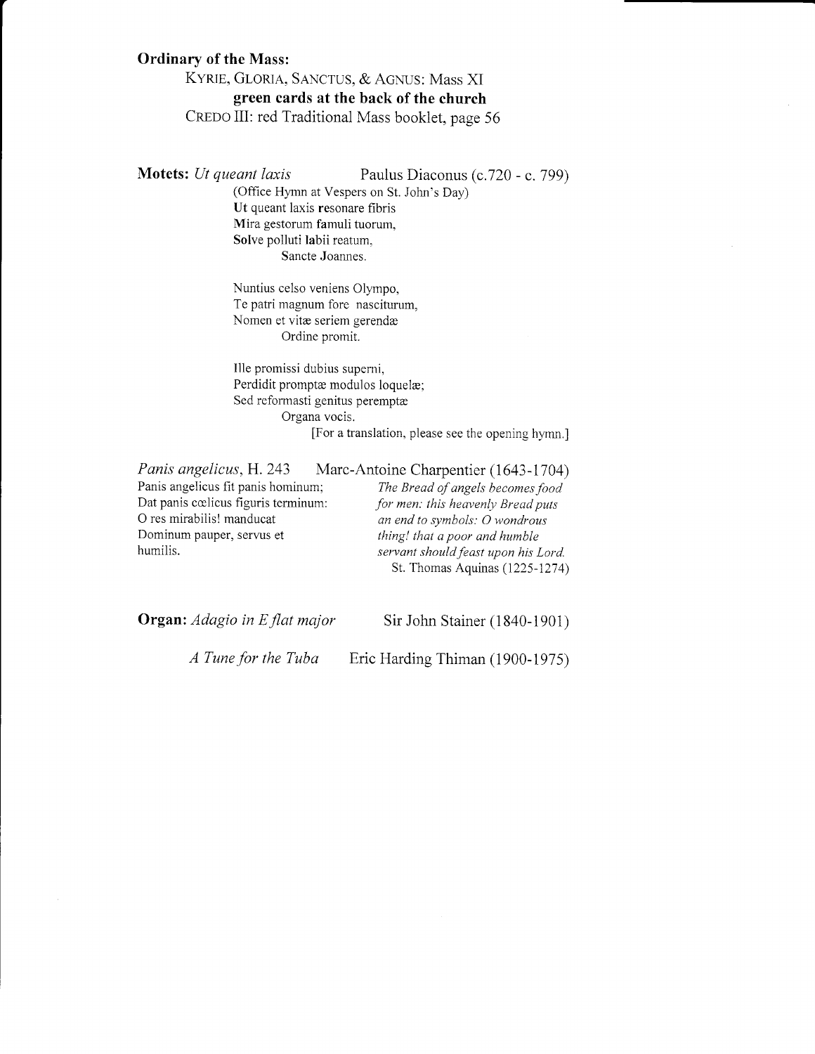**Ordinary of the Mass:**

KYRIE, GLORIA, SANCTUS, & AGNUS: Mass XI
**green cards at the back of the church**
CREDO III: red Traditional Mass booklet, page 56

**Motets:** *Ut queant laxis* — Paulus Diaconus (c.720 - c. 799)

(Office Hymn at Vespers on St. John's Day)

**Ut** queant laxis **re**sonare fibris
**Mi**ra gestorum **fa**muli tuorum,
**Sol**ve polluti **la**bii reatum,
Sancte Joannes.

Nuntius celso veniens Olympo,
Te patri magnum fore nasciturum,
Nomen et vitæ seriem gerendæ
Ordine promit.

Ille promissi dubius superni,
Perdidit promptæ modulos loquelæ;
Sed reformasti genitus peremptæ
Organa vocis.

[For a translation, please see the opening hymn.]

*Panis angelicus*, H. 243 — Marc-Antoine Charpentier (1643-1704)

Panis angelicus fit panis hominum;
Dat panis cœlicus figuris terminum:
O res mirabilis! manducat
Dominum pauper, servus et
humilis.

*The Bread of angels becomes food for men: this heavenly Bread puts an end to symbols: O wondrous thing! that a poor and humble servant should feast upon his Lord.*
St. Thomas Aquinas (1225-1274)

**Organ:** *Adagio in E flat major* — Sir John Stainer (1840-1901)

*A Tune for the Tuba* — Eric Harding Thiman (1900-1975)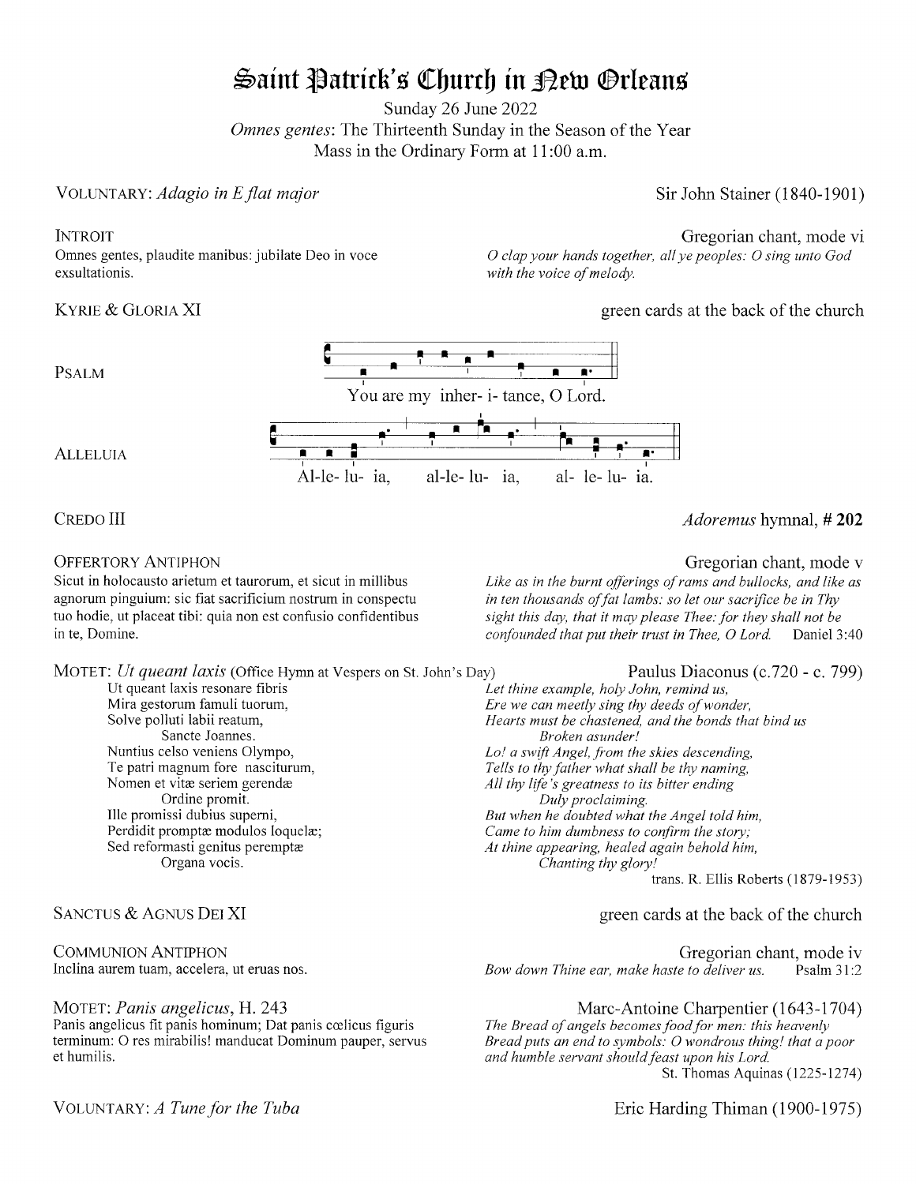# Saint Patrick's Church in New Orleans

Sunday 26 June 2022
*Omnes gentes*: The Thirteenth Sunday in the Season of the Year
Mass in the Ordinary Form at 11:00 a.m.

VOLUNTARY: *Adagio in E flat major* — Sir John Stainer (1840-1901)

INTROIT — Gregorian chant, mode vi

Omnes gentes, plaudite manibus: jubilate Deo in voce exsultationis.

*O clap your hands together, all ye peoples: O sing unto God with the voice of melody.*

KYRIE & GLORIA XI — green cards at the back of the church

PSALM

You are my inher- i- tance, O Lord.

ALLELUIA

Al-le- lu- ia, al-le- lu- ia, al- le- lu- ia.

CREDO III — *Adoremus* hymnal, # **202**

OFFERTORY ANTIPHON — Gregorian chant, mode v

Sicut in holocausto arietum et taurorum, et sicut in millibus agnorum pinguium: sic fiat sacrificium nostrum in conspectu tuo hodie, ut placeat tibi: quia non est confusio confidentibus in te, Domine.

*Like as in the burnt offerings of rams and bullocks, and like as in ten thousands of fat lambs: so let our sacrifice be in Thy sight this day, that it may please Thee: for they shall not be confounded that put their trust in Thee, O Lord.* Daniel 3:40

MOTET: *Ut queant laxis* (Office Hymn at Vespers on St. John's Day) — Paulus Diaconus (c.720 - c. 799)

Ut queant laxis resonare fibris
Mira gestorum famuli tuorum,
Solve polluti labii reatum,
Sancte Joannes.
Nuntius celso veniens Olympo,
Te patri magnum fore nasciturum,
Nomen et vitæ seriem gerendæ
Ordine promit.
Ille promissi dubius superni,
Perdidit promptæ modulos loquelæ;
Sed reformasti genitus peremptæ
Organa vocis.

*Let thine example, holy John, remind us,*
*Ere we can meetly sing thy deeds of wonder,*
*Hearts must be chastened, and the bonds that bind us*
*Broken asunder!*
*Lo! a swift Angel, from the skies descending,*
*Tells to thy father what shall be thy naming,*
*All thy life's greatness to its bitter ending*
*Duly proclaiming.*
*But when he doubted what the Angel told him,*
*Came to him dumbness to confirm the story;*
*At thine appearing, healed again behold him,*
*Chanting thy glory!*

trans. R. Ellis Roberts (1879-1953)

SANCTUS & AGNUS DEI XI — green cards at the back of the church

COMMUNION ANTIPHON — Gregorian chant, mode iv

Inclina aurem tuam, accelera, ut eruas nos.

*Bow down Thine ear, make haste to deliver us.* Psalm 31:2

MOTET: *Panis angelicus*, H. 243 — Marc-Antoine Charpentier (1643-1704)

Panis angelicus fit panis hominum; Dat panis cœlicus figuris terminum: O res mirabilis! manducat Dominum pauper, servus et humilis.

*The Bread of angels becomes food for men: this heavenly Bread puts an end to symbols: O wondrous thing! that a poor and humble servant should feast upon his Lord.*

St. Thomas Aquinas (1225-1274)

VOLUNTARY: *A Tune for the Tuba* — Eric Harding Thiman (1900-1975)